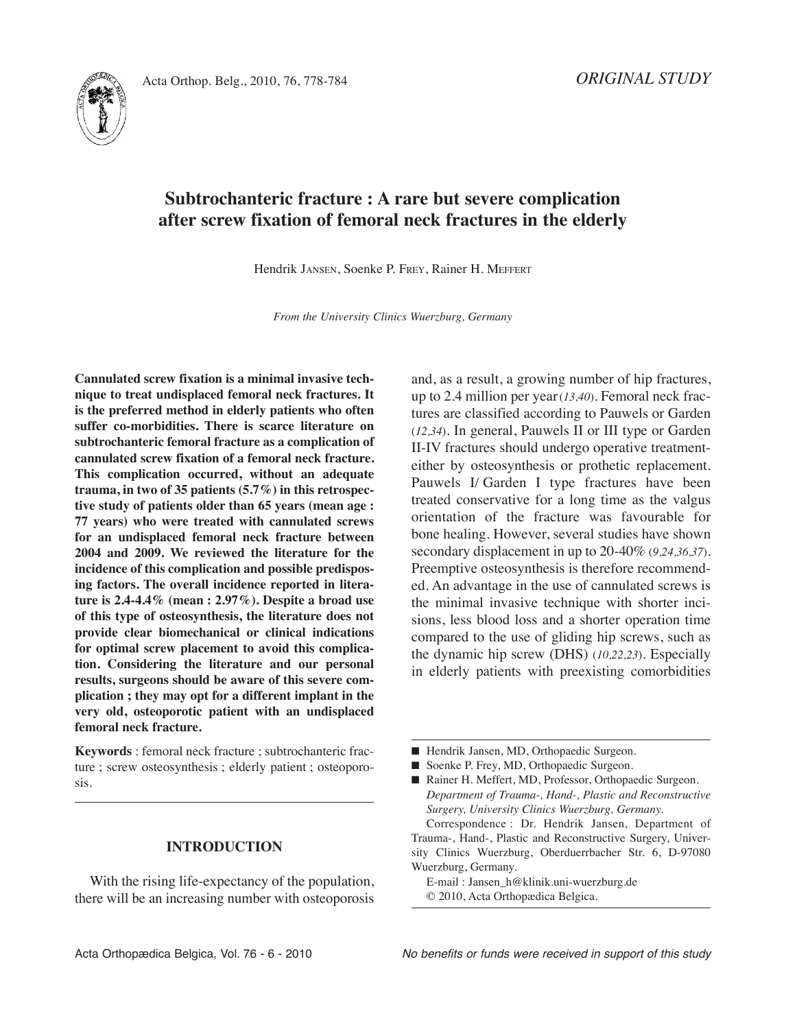*ORIGINAL STUDY*

# Subtrochanteric fracture : A rare but severe complication after screw fixation of femoral neck fractures in the elderly

Hendrik Jansen, Soenke P. Frey, Rainer H. Meffert

*From the University Clinics Wuerzburg, Germany*

**Cannulated screw fixation is a minimal invasive technique to treat undisplaced femoral neck fractures. It is the preferred method in elderly patients who often suffer co-morbidities. There is scarce literature on subtrochanteric femoral fracture as a complication of cannulated screw fixation of a femoral neck fracture. This complication occurred, without an adequate trauma, in two of 35 patients (5.7%) in this retrospective study of patients older than 65 years (mean age : 77 years) who were treated with cannulated screws for an undisplaced femoral neck fracture between 2004 and 2009. We reviewed the literature for the incidence of this complication and possible predisposing factors. The overall incidence reported in literature is 2.4-4.4% (mean : 2.97%). Despite a broad use of this type of osteosynthesis, the literature does not provide clear biomechanical or clinical indications for optimal screw placement to avoid this complication. Considering the literature and our personal results, surgeons should be aware of this severe complication ; they may opt for a different implant in the very old, osteoporotic patient with an undisplaced femoral neck fracture.**

**Keywords** : femoral neck fracture ; subtrochanteric fracture ; screw osteosynthesis ; elderly patient ; osteoporosis.

## INTRODUCTION

With the rising life-expectancy of the population, there will be an increasing number with osteoporosis and, as a result, a growing number of hip fractures, up to 2.4 million per year (*13,40*). Femoral neck fractures are classified according to Pauwels or Garden (*12,34*). In general, Pauwels II or III type or Garden II-IV fractures should undergo operative treatment-either by osteosynthesis or prothetic replacement. Pauwels I/ Garden I type fractures have been treated conservative for a long time as the valgus orientation of the fracture was favourable for bone healing. However, several studies have shown secondary displacement in up to 20-40% (*9,24,36,37*). Preemptive osteosynthesis is therefore recommended. An advantage in the use of cannulated screws is the minimal invasive technique with shorter incisions, less blood loss and a shorter operation time compared to the use of gliding hip screws, such as the dynamic hip screw (DHS) (*10,22,23*). Especially in elderly patients with preexisting comorbidities

---

- Hendrik Jansen, MD, Orthopaedic Surgeon.
- Soenke P. Frey, MD, Orthopaedic Surgeon.
- Rainer H. Meffert, MD, Professor, Orthopaedic Surgeon.
  *Department of Trauma-, Hand-, Plastic and Reconstructive Surgery, University Clinics Wuerzburg, Germany.*
  Correspondence : Dr. Hendrik Jansen, Department of Trauma-, Hand-, Plastic and Reconstructive Surgery, University Clinics Wuerzburg, Oberduerrbacher Str. 6, D-97080 Wuerzburg, Germany.
  E-mail : Jansen_h@klinik.uni-wuerzburg.de
  © 2010, Acta Orthopædica Belgica.

*No benefits or funds were received in support of this study*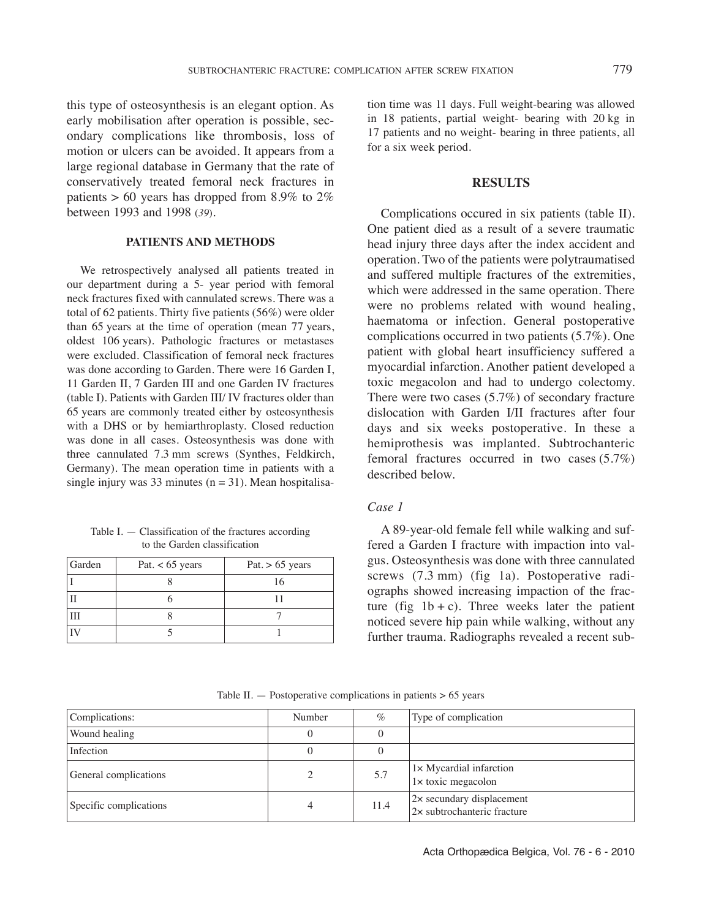this type of osteosynthesis is an elegant option. As early mobilisation after operation is possible, secondary complications like thrombosis, loss of motion or ulcers can be avoided. It appears from a large regional database in Germany that the rate of conservatively treated femoral neck fractures in patients > 60 years has dropped from 8.9% to 2% between 1993 and 1998 (39).

## PATIENTS AND METHODS

We retrospectively analysed all patients treated in our department during a 5- year period with femoral neck fractures fixed with cannulated screws. There was a total of 62 patients. Thirty five patients (56%) were older than 65 years at the time of operation (mean 77 years, oldest 106 years). Pathologic fractures or metastases were excluded. Classification of femoral neck fractures was done according to Garden. There were 16 Garden I, 11 Garden II, 7 Garden III and one Garden IV fractures (table I). Patients with Garden III/ IV fractures older than 65 years are commonly treated either by osteosynthesis with a DHS or by hemiarthroplasty. Closed reduction was done in all cases. Osteosynthesis was done with three cannulated 7.3 mm screws (Synthes, Feldkirch, Germany). The mean operation time in patients with a single injury was 33 minutes (n = 31). Mean hospitalisation time was 11 days. Full weight-bearing was allowed in 18 patients, partial weight- bearing with 20 kg in 17 patients and no weight- bearing in three patients, all for a six week period.

Table I. — Classification of the fractures according to the Garden classification

| Garden | Pat. < 65 years | Pat. > 65 years |
|---|---|---|
| I | 8 | 16 |
| II | 6 | 11 |
| III | 8 | 7 |
| IV | 5 | 1 |

## RESULTS

Complications occured in six patients (table II). One patient died as a result of a severe traumatic head injury three days after the index accident and operation. Two of the patients were polytraumatised and suffered multiple fractures of the extremities, which were addressed in the same operation. There were no problems related with wound healing, haematoma or infection. General postoperative complications occurred in two patients (5.7%). One patient with global heart insufficiency suffered a myocardial infarction. Another patient developed a toxic megacolon and had to undergo colectomy. There were two cases (5.7%) of secondary fracture dislocation with Garden I/II fractures after four days and six weeks postoperative. In these a hemiprothesis was implanted. Subtrochanteric femoral fractures occurred in two cases (5.7%) described below.

### *Case 1*

A 89-year-old female fell while walking and suffered a Garden I fracture with impaction into valgus. Osteosynthesis was done with three cannulated screws (7.3 mm) (fig 1a). Postoperative radiographs showed increasing impaction of the fracture (fig 1b + c). Three weeks later the patient noticed severe hip pain while walking, without any further trauma. Radiographs revealed a recent sub-

Table II. — Postoperative complications in patients > 65 years

| Complications: | Number | % | Type of complication |
|---|---|---|---|
| Wound healing | 0 | 0 | |
| Infection | 0 | 0 | |
| General complications | 2 | 5.7 | 1× Mycardial infarction<br>1× toxic megacolon |
| Specific complications | 4 | 11.4 | 2× secundary displacement<br>2× subtrochanteric fracture |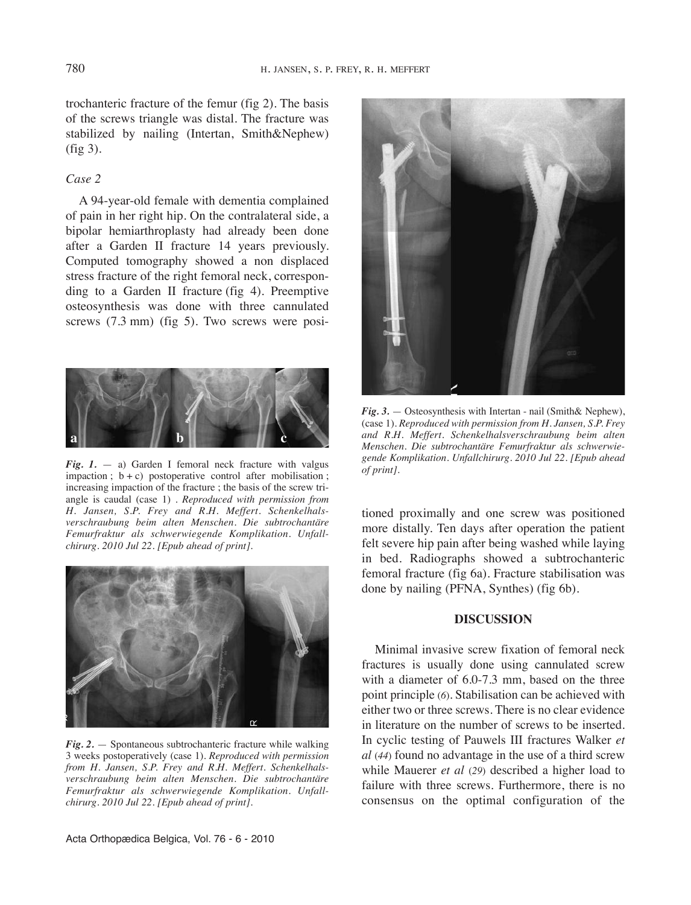trochanteric fracture of the femur (fig 2). The basis of the screws triangle was distal. The fracture was stabilized by nailing (Intertan, Smith&Nephew) (fig 3).

### *Case 2*

A 94-year-old female with dementia complained of pain in her right hip. On the contralateral side, a bipolar hemiarthroplasty had already been done after a Garden II fracture 14 years previously. Computed tomography showed a non displaced stress fracture of the right femoral neck, corresponding to a Garden II fracture (fig 4). Preemptive osteosynthesis was done with three cannulated screws (7.3 mm) (fig 5). Two screws were positioned proximally and one screw was positioned more distally. Ten days after operation the patient felt severe hip pain after being washed while laying in bed. Radiographs showed a subtrochanteric femoral fracture (fig 6a). Fracture stabilisation was done by nailing (PFNA, Synthes) (fig 6b).

***Fig. 1.*** — a) Garden I femoral neck fracture with valgus impaction ; b + c) postoperative control after mobilisation ; increasing impaction of the fracture ; the basis of the screw triangle is caudal (case 1) . *Reproduced with permission from H. Jansen, S.P. Frey and R.H. Meffert. Schenkelhalsverschraubung beim alten Menschen. Die subtrochantäre Femurfraktur als schwerwiegende Komplikation. Unfallchirurg. 2010 Jul 22. [Epub ahead of print].*

***Fig. 2.*** — Spontaneous subtrochanteric fracture while walking 3 weeks postoperatively (case 1). *Reproduced with permission from H. Jansen, S.P. Frey and R.H. Meffert. Schenkelhalsverschraubung beim alten Menschen. Die subtrochantäre Femurfraktur als schwerwiegende Komplikation. Unfallchirurg. 2010 Jul 22. [Epub ahead of print].*

***Fig. 3.*** — Osteosynthesis with Intertan - nail (Smith& Nephew), (case 1). *Reproduced with permission from H. Jansen, S.P. Frey and R.H. Meffert. Schenkelhalsverschraubung beim alten Menschen. Die subtrochantäre Femurfraktur als schwerwiegende Komplikation. Unfallchirurg. 2010 Jul 22. [Epub ahead of print].*

## DISCUSSION

Minimal invasive screw fixation of femoral neck fractures is usually done using cannulated screw with a diameter of 6.0-7.3 mm, based on the three point principle (6). Stabilisation can be achieved with either two or three screws. There is no clear evidence in literature on the number of screws to be inserted. In cyclic testing of Pauwels III fractures Walker *et al* (44) found no advantage in the use of a third screw while Mauerer *et al* (29) described a higher load to failure with three screws. Furthermore, there is no consensus on the optimal configuration of the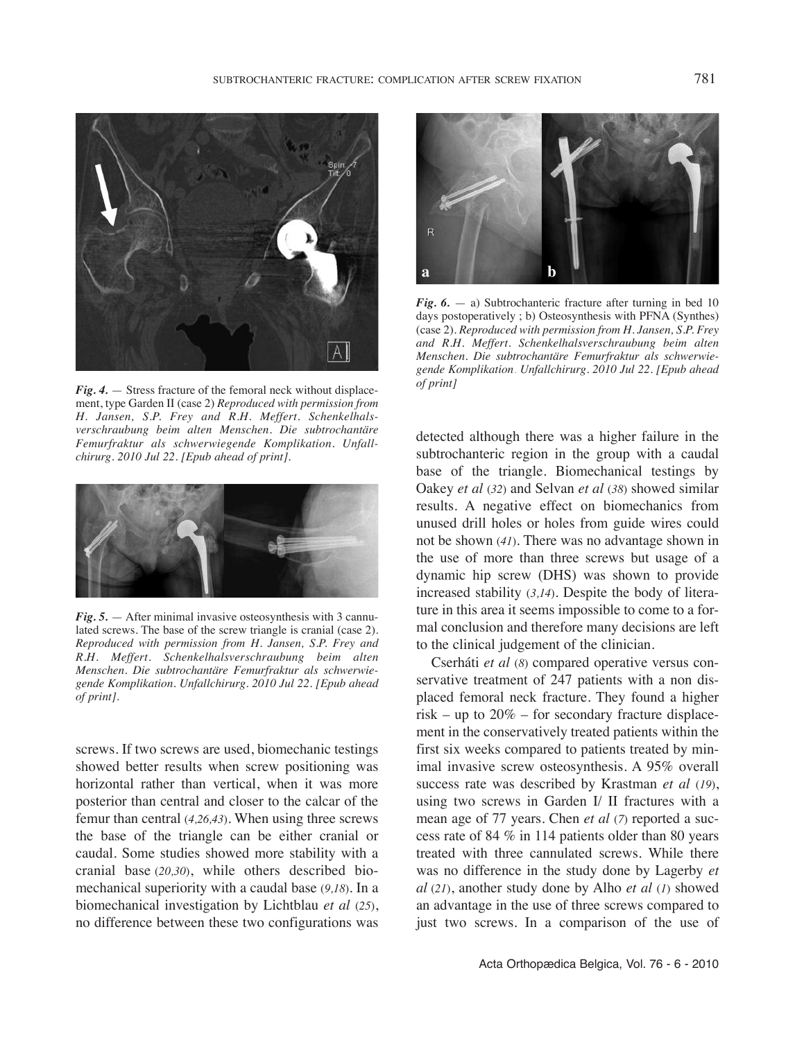*Fig. 4.* — Stress fracture of the femoral neck without displacement, type Garden II (case 2) *Reproduced with permission from H. Jansen, S.P. Frey and R.H. Meffert. Schenkelhalsverschraubung beim alten Menschen. Die subtrochantäre Femurfraktur als schwerwiegende Komplikation. Unfallchirurg. 2010 Jul 22. [Epub ahead of print].*

*Fig. 5.* — After minimal invasive osteosynthesis with 3 cannulated screws. The base of the screw triangle is cranial (case 2). *Reproduced with permission from H. Jansen, S.P. Frey and R.H. Meffert. Schenkelhalsverschraubung beim alten Menschen. Die subtrochantäre Femurfraktur als schwerwiegende Komplikation. Unfallchirurg. 2010 Jul 22. [Epub ahead of print].*

screws. If two screws are used, biomechanic testings showed better results when screw positioning was horizontal rather than vertical, when it was more posterior than central and closer to the calcar of the femur than central (*4,26,43*). When using three screws the base of the triangle can be either cranial or caudal. Some studies showed more stability with a cranial base (*20,30*), while others described biomechanical superiority with a caudal base (*9,18*). In a biomechanical investigation by Lichtblau *et al* (*25*), no difference between these two configurations was detected although there was a higher failure in the subtrochanteric region in the group with a caudal base of the triangle. Biomechanical testings by Oakey *et al* (*32*) and Selvan *et al* (*38*) showed similar results. A negative effect on biomechanics from unused drill holes or holes from guide wires could not be shown (*41*). There was no advantage shown in the use of more than three screws but usage of a dynamic hip screw (DHS) was shown to provide increased stability (*3,14*). Despite the body of literature in this area it seems impossible to come to a formal conclusion and therefore many decisions are left to the clinical judgement of the clinician.

*Fig. 6.* — a) Subtrochanteric fracture after turning in bed 10 days postoperatively ; b) Osteosynthesis with PFNA (Synthes) (case 2). *Reproduced with permission from H. Jansen, S.P. Frey and R.H. Meffert. Schenkelhalsverschraubung beim alten Menschen. Die subtrochantäre Femurfraktur als schwerwiegende Komplikation. Unfallchirurg. 2010 Jul 22. [Epub ahead of print]*

Cserháti *et al* (*8*) compared operative versus conservative treatment of 247 patients with a non displaced femoral neck fracture. They found a higher risk – up to 20% – for secondary fracture displacement in the conservatively treated patients within the first six weeks compared to patients treated by minimal invasive screw osteosynthesis. A 95% overall success rate was described by Krastman *et al* (*19*), using two screws in Garden I/ II fractures with a mean age of 77 years. Chen *et al* (*7*) reported a success rate of 84 % in 114 patients older than 80 years treated with three cannulated screws. While there was no difference in the study done by Lagerby *et al* (*21*), another study done by Alho *et al* (*1*) showed an advantage in the use of three screws compared to just two screws. In a comparison of the use of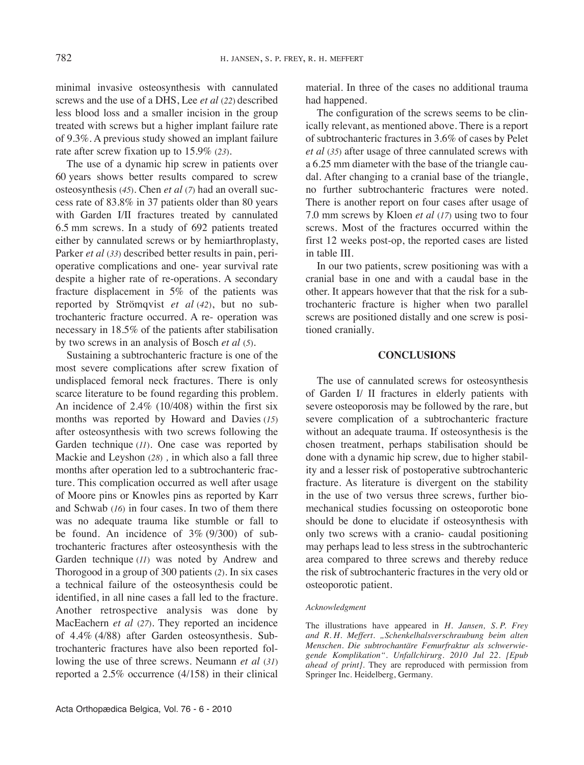minimal invasive osteosynthesis with cannulated screws and the use of a DHS, Lee *et al* (22) described less blood loss and a smaller incision in the group treated with screws but a higher implant failure rate of 9.3%. A previous study showed an implant failure rate after screw fixation up to 15.9% (23).

The use of a dynamic hip screw in patients over 60 years shows better results compared to screw osteosynthesis (45). Chen *et al* (7) had an overall success rate of 83.8% in 37 patients older than 80 years with Garden I/II fractures treated by cannulated 6.5 mm screws. In a study of 692 patients treated either by cannulated screws or by hemiarthroplasty, Parker *et al* (33) described better results in pain, perioperative complications and one- year survival rate despite a higher rate of re-operations. A secondary fracture displacement in 5% of the patients was reported by Strömqvist *et al* (42), but no subtrochanteric fracture occurred. A re- operation was necessary in 18.5% of the patients after stabilisation by two screws in an analysis of Bosch *et al* (5).

Sustaining a subtrochanteric fracture is one of the most severe complications after screw fixation of undisplaced femoral neck fractures. There is only scarce literature to be found regarding this problem. An incidence of 2.4% (10/408) within the first six months was reported by Howard and Davies (15) after osteosynthesis with two screws following the Garden technique (11). One case was reported by Mackie and Leyshon (28) , in which also a fall three months after operation led to a subtrochanteric fracture. This complication occurred as well after usage of Moore pins or Knowles pins as reported by Karr and Schwab (16) in four cases. In two of them there was no adequate trauma like stumble or fall to be found. An incidence of 3% (9/300) of subtrochanteric fractures after osteosynthesis with the Garden technique (11) was noted by Andrew and Thorogood in a group of 300 patients (2). In six cases a technical failure of the osteosynthesis could be identified, in all nine cases a fall led to the fracture. Another retrospective analysis was done by MacEachern *et al* (27). They reported an incidence of 4.4% (4/88) after Garden osteosynthesis. Subtrochanteric fractures have also been reported following the use of three screws. Neumann *et al* (31) reported a 2.5% occurrence (4/158) in their clinical material. In three of the cases no additional trauma had happened.

The configuration of the screws seems to be clinically relevant, as mentioned above. There is a report of subtrochanteric fractures in 3.6% of cases by Pelet *et al* (35) after usage of three cannulated screws with a 6.25 mm diameter with the base of the triangle caudal. After changing to a cranial base of the triangle, no further subtrochanteric fractures were noted. There is another report on four cases after usage of 7.0 mm screws by Kloen *et al* (17) using two to four screws. Most of the fractures occurred within the first 12 weeks post-op, the reported cases are listed in table III.

In our two patients, screw positioning was with a cranial base in one and with a caudal base in the other. It appears however that that the risk for a subtrochanteric fracture is higher when two parallel screws are positioned distally and one screw is positioned cranially.

## CONCLUSIONS

The use of cannulated screws for osteosynthesis of Garden I/ II fractures in elderly patients with severe osteoporosis may be followed by the rare, but severe complication of a subtrochanteric fracture without an adequate trauma. If osteosynthesis is the chosen treatment, perhaps stabilisation should be done with a dynamic hip screw, due to higher stability and a lesser risk of postoperative subtrochanteric fracture. As literature is divergent on the stability in the use of two versus three screws, further biomechanical studies focussing on osteoporotic bone should be done to elucidate if osteosynthesis with only two screws with a cranio- caudal positioning may perhaps lead to less stress in the subtrochanteric area compared to three screws and thereby reduce the risk of subtrochanteric fractures in the very old or osteoporotic patient.

*Acknowledgment*

The illustrations have appeared in *H. Jansen, S.P. Frey and R.H. Meffert. „Schenkelhalsverschraubung beim alten Menschen. Die subtrochantäre Femurfraktur als schwerwiegende Komplikation". Unfallchirurg. 2010 Jul 22. [Epub ahead of print].* They are reproduced with permission from Springer Inc. Heidelberg, Germany.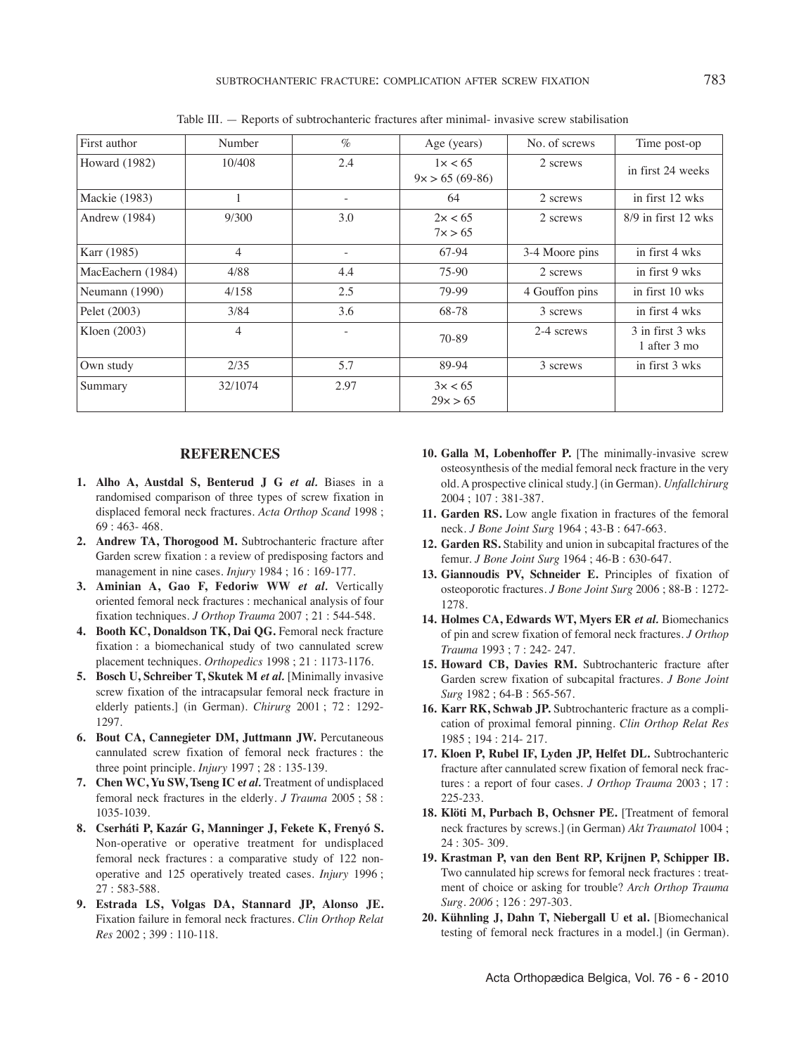Table III. — Reports of subtrochanteric fractures after minimal- invasive screw stabilisation

| First author | Number | % | Age (years) | No. of screws | Time post-op |
|---|---|---|---|---|---|
| Howard (1982) | 10/408 | 2.4 | 1× < 65<br>9× > 65 (69-86) | 2 screws | in first 24 weeks |
| Mackie (1983) | 1 | - | 64 | 2 screws | in first 12 wks |
| Andrew (1984) | 9/300 | 3.0 | 2× < 65<br>7× > 65 | 2 screws | 8/9 in first 12 wks |
| Karr (1985) | 4 | - | 67-94 | 3-4 Moore pins | in first 4 wks |
| MacEachern (1984) | 4/88 | 4.4 | 75-90 | 2 screws | in first 9 wks |
| Neumann (1990) | 4/158 | 2.5 | 79-99 | 4 Gouffon pins | in first 10 wks |
| Pelet (2003) | 3/84 | 3.6 | 68-78 | 3 screws | in first 4 wks |
| Kloen (2003) | 4 | - | 70-89 | 2-4 screws | 3 in first 3 wks<br>1 after 3 mo |
| Own study | 2/35 | 5.7 | 89-94 | 3 screws | in first 3 wks |
| Summary | 32/1074 | 2.97 | 3× < 65<br>29× > 65 | | |

## REFERENCES

1. **Alho A, Austdal S, Benterud J G *et al.*** Biases in a randomised comparison of three types of screw fixation in displaced femoral neck fractures. *Acta Orthop Scand* 1998 ; 69 : 463- 468.
2. **Andrew TA, Thorogood M.** Subtrochanteric fracture after Garden screw fixation : a review of predisposing factors and management in nine cases. *Injury* 1984 ; 16 : 169-177.
3. **Aminian A, Gao F, Fedoriw WW *et al.*** Vertically oriented femoral neck fractures : mechanical analysis of four fixation techniques. *J Orthop Trauma* 2007 ; 21 : 544-548.
4. **Booth KC, Donaldson TK, Dai QG.** Femoral neck fracture fixation : a biomechanical study of two cannulated screw placement techniques. *Orthopedics* 1998 ; 21 : 1173-1176.
5. **Bosch U, Schreiber T, Skutek M *et al.*** [Minimally invasive screw fixation of the intracapsular femoral neck fracture in elderly patients.] (in German). *Chirurg* 2001 ; 72 : 1292-1297.
6. **Bout CA, Cannegieter DM, Juttmann JW.** Percutaneous cannulated screw fixation of femoral neck fractures : the three point principle. *Injury* 1997 ; 28 : 135-139.
7. **Chen WC, Yu SW, Tseng IC e*t al.*** Treatment of undisplaced femoral neck fractures in the elderly. *J Trauma* 2005 ; 58 : 1035-1039.
8. **Cserháti P, Kazár G, Manninger J, Fekete K, Frenyó S.** Non-operative or operative treatment for undisplaced femoral neck fractures : a comparative study of 122 non-operative and 125 operatively treated cases. *Injury* 1996 ; 27 : 583-588.
9. **Estrada LS, Volgas DA, Stannard JP, Alonso JE.** Fixation failure in femoral neck fractures. *Clin Orthop Relat Res* 2002 ; 399 : 110-118.
10. **Galla M, Lobenhoffer P.** [The minimally-invasive screw osteosynthesis of the medial femoral neck fracture in the very old. A prospective clinical study.] (in German). *Unfallchirurg* 2004 ; 107 : 381-387.
11. **Garden RS.** Low angle fixation in fractures of the femoral neck. *J Bone Joint Surg* 1964 ; 43-B : 647-663.
12. **Garden RS.** Stability and union in subcapital fractures of the femur. *J Bone Joint Surg* 1964 ; 46-B : 630-647.
13. **Giannoudis PV, Schneider E.** Principles of fixation of osteoporotic fractures. *J Bone Joint Surg* 2006 ; 88-B : 1272-1278.
14. **Holmes CA, Edwards WT, Myers ER *et al.*** Biomechanics of pin and screw fixation of femoral neck fractures. *J Orthop Trauma* 1993 ; 7 : 242- 247.
15. **Howard CB, Davies RM.** Subtrochanteric fracture after Garden screw fixation of subcapital fractures. *J Bone Joint Surg* 1982 ; 64-B : 565-567.
16. **Karr RK, Schwab JP.** Subtrochanteric fracture as a complication of proximal femoral pinning. *Clin Orthop Relat Res* 1985 ; 194 : 214- 217.
17. **Kloen P, Rubel IF, Lyden JP, Helfet DL.** Subtrochanteric fracture after cannulated screw fixation of femoral neck fractures : a report of four cases. *J Orthop Trauma* 2003 ; 17 : 225-233.
18. **Klöti M, Purbach B, Ochsner PE.** [Treatment of femoral neck fractures by screws.] (in German) *Akt Traumatol* 1004 ; 24 : 305- 309.
19. **Krastman P, van den Bent RP, Krijnen P, Schipper IB.** Two cannulated hip screws for femoral neck fractures : treatment of choice or asking for trouble? *Arch Orthop Trauma Surg. 2006* ; 126 : 297-303.
20. **Kühnling J, Dahn T, Niebergall U et al.** [Biomechanical testing of femoral neck fractures in a model.] (in German).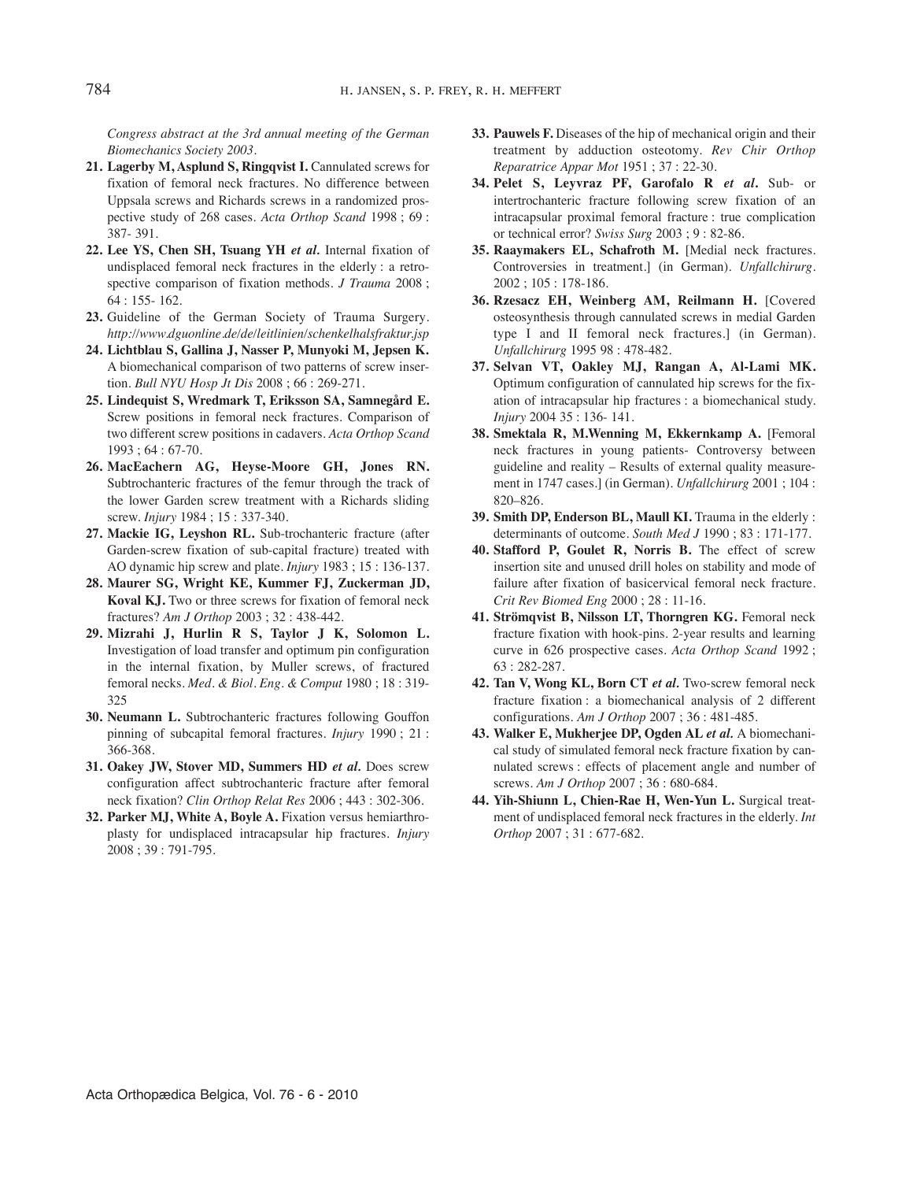*Congress abstract at the 3rd annual meeting of the German Biomechanics Society 2003.*

21. **Lagerby M, Asplund S, Ringqvist I.** Cannulated screws for fixation of femoral neck fractures. No difference between Uppsala screws and Richards screws in a randomized prospective study of 268 cases. *Acta Orthop Scand* 1998 ; 69 : 387- 391.
22. **Lee YS, Chen SH, Tsuang YH *et al.*** Internal fixation of undisplaced femoral neck fractures in the elderly : a retrospective comparison of fixation methods. *J Trauma* 2008 ; 64 : 155- 162.
23. Guideline of the German Society of Trauma Surgery. *http://www.dguonline.de/de/leitlinien/schenkelhalsfraktur.jsp*
24. **Lichtblau S, Gallina J, Nasser P, Munyoki M, Jepsen K.** A biomechanical comparison of two patterns of screw insertion. *Bull NYU Hosp Jt Dis* 2008 ; 66 : 269-271.
25. **Lindequist S, Wredmark T, Eriksson SA, Samnegård E.** Screw positions in femoral neck fractures. Comparison of two different screw positions in cadavers. *Acta Orthop Scand* 1993 ; 64 : 67-70.
26. **MacEachern AG, Heyse-Moore GH, Jones RN.** Subtrochanteric fractures of the femur through the track of the lower Garden screw treatment with a Richards sliding screw. *Injury* 1984 ; 15 : 337-340.
27. **Mackie IG, Leyshon RL.** Sub-trochanteric fracture (after Garden-screw fixation of sub-capital fracture) treated with AO dynamic hip screw and plate. *Injury* 1983 ; 15 : 136-137.
28. **Maurer SG, Wright KE, Kummer FJ, Zuckerman JD, Koval KJ.** Two or three screws for fixation of femoral neck fractures? *Am J Orthop* 2003 ; 32 : 438-442.
29. **Mizrahi J, Hurlin R S, Taylor J K, Solomon L.** Investigation of load transfer and optimum pin configuration in the internal fixation, by Muller screws, of fractured femoral necks. *Med. & Biol. Eng. & Comput* 1980 ; 18 : 319-325
30. **Neumann L.** Subtrochanteric fractures following Gouffon pinning of subcapital femoral fractures. *Injury* 1990 ; 21 : 366-368.
31. **Oakey JW, Stover MD, Summers HD *et al.*** Does screw configuration affect subtrochanteric fracture after femoral neck fixation? *Clin Orthop Relat Res* 2006 ; 443 : 302-306.
32. **Parker MJ, White A, Boyle A.** Fixation versus hemiarthroplasty for undisplaced intracapsular hip fractures. *Injury* 2008 ; 39 : 791-795.
33. **Pauwels F.** Diseases of the hip of mechanical origin and their treatment by adduction osteotomy. *Rev Chir Orthop Reparatrice Appar Mot* 1951 ; 37 : 22-30.
34. **Pelet S, Leyvraz PF, Garofalo R *et al.*** Sub- or intertrochanteric fracture following screw fixation of an intracapsular proximal femoral fracture : true complication or technical error? *Swiss Surg* 2003 ; 9 : 82-86.
35. **Raaymakers EL, Schafroth M.** [Medial neck fractures. Controversies in treatment.] (in German). *Unfallchirurg.* 2002 ; 105 : 178-186.
36. **Rzesacz EH, Weinberg AM, Reilmann H.** [Covered osteosynthesis through cannulated screws in medial Garden type I and II femoral neck fractures.] (in German). *Unfallchirurg* 1995 98 : 478-482.
37. **Selvan VT, Oakley MJ, Rangan A, Al-Lami MK.** Optimum configuration of cannulated hip screws for the fixation of intracapsular hip fractures : a biomechanical study. *Injury* 2004 35 : 136- 141.
38. **Smektala R, M.Wenning M, Ekkernkamp A.** [Femoral neck fractures in young patients- Controversy between guideline and reality – Results of external quality measurement in 1747 cases.] (in German). *Unfallchirurg* 2001 ; 104 : 820–826.
39. **Smith DP, Enderson BL, Maull KI.** Trauma in the elderly : determinants of outcome. *South Med J* 1990 ; 83 : 171-177.
40. **Stafford P, Goulet R, Norris B.** The effect of screw insertion site and unused drill holes on stability and mode of failure after fixation of basicervical femoral neck fracture. *Crit Rev Biomed Eng* 2000 ; 28 : 11-16.
41. **Strömqvist B, Nilsson LT, Thorngren KG.** Femoral neck fracture fixation with hook-pins. 2-year results and learning curve in 626 prospective cases. *Acta Orthop Scand* 1992 ; 63 : 282-287.
42. **Tan V, Wong KL, Born CT *et al.*** Two-screw femoral neck fracture fixation : a biomechanical analysis of 2 different configurations. *Am J Orthop* 2007 ; 36 : 481-485.
43. **Walker E, Mukherjee DP, Ogden AL *et al.*** A biomechanical study of simulated femoral neck fracture fixation by cannulated screws : effects of placement angle and number of screws. *Am J Orthop* 2007 ; 36 : 680-684.
44. **Yih-Shiunn L, Chien-Rae H, Wen-Yun L.** Surgical treatment of undisplaced femoral neck fractures in the elderly. *Int Orthop* 2007 ; 31 : 677-682.